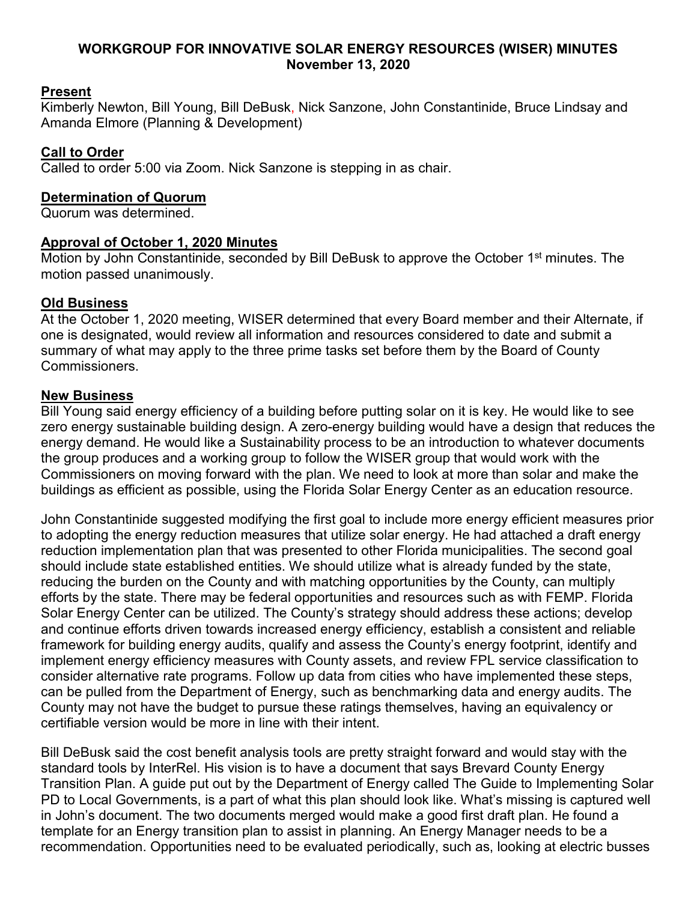# WORKGROUP FOR INNOVATIVE SOLAR ENERGY RESOURCES (WISER) MINUTES
## November 13, 2020

### Present

Kimberly Newton, Bill Young, Bill DeBusk, Nick Sanzone, John Constantinide, Bruce Lindsay and Amanda Elmore (Planning & Development)

### Call to Order

Called to order 5:00 via Zoom. Nick Sanzone is stepping in as chair.

### Determination of Quorum

Quorum was determined.

### Approval of October 1, 2020 Minutes

Motion by John Constantinide, seconded by Bill DeBusk to approve the October 1st minutes. The motion passed unanimously.

### Old Business

At the October 1, 2020 meeting, WISER determined that every Board member and their Alternate, if one is designated, would review all information and resources considered to date and submit a summary of what may apply to the three prime tasks set before them by the Board of County Commissioners.

### New Business

Bill Young said energy efficiency of a building before putting solar on it is key. He would like to see zero energy sustainable building design. A zero-energy building would have a design that reduces the energy demand. He would like a Sustainability process to be an introduction to whatever documents the group produces and a working group to follow the WISER group that would work with the Commissioners on moving forward with the plan. We need to look at more than solar and make the buildings as efficient as possible, using the Florida Solar Energy Center as an education resource.

John Constantinide suggested modifying the first goal to include more energy efficient measures prior to adopting the energy reduction measures that utilize solar energy. He had attached a draft energy reduction implementation plan that was presented to other Florida municipalities. The second goal should include state established entities. We should utilize what is already funded by the state, reducing the burden on the County and with matching opportunities by the County, can multiply efforts by the state. There may be federal opportunities and resources such as with FEMP. Florida Solar Energy Center can be utilized. The County's strategy should address these actions; develop and continue efforts driven towards increased energy efficiency, establish a consistent and reliable framework for building energy audits, qualify and assess the County's energy footprint, identify and implement energy efficiency measures with County assets, and review FPL service classification to consider alternative rate programs. Follow up data from cities who have implemented these steps, can be pulled from the Department of Energy, such as benchmarking data and energy audits. The County may not have the budget to pursue these ratings themselves, having an equivalency or certifiable version would be more in line with their intent.

Bill DeBusk said the cost benefit analysis tools are pretty straight forward and would stay with the standard tools by InterRel. His vision is to have a document that says Brevard County Energy Transition Plan. A guide put out by the Department of Energy called The Guide to Implementing Solar PD to Local Governments, is a part of what this plan should look like. What's missing is captured well in John's document. The two documents merged would make a good first draft plan. He found a template for an Energy transition plan to assist in planning. An Energy Manager needs to be a recommendation. Opportunities need to be evaluated periodically, such as, looking at electric busses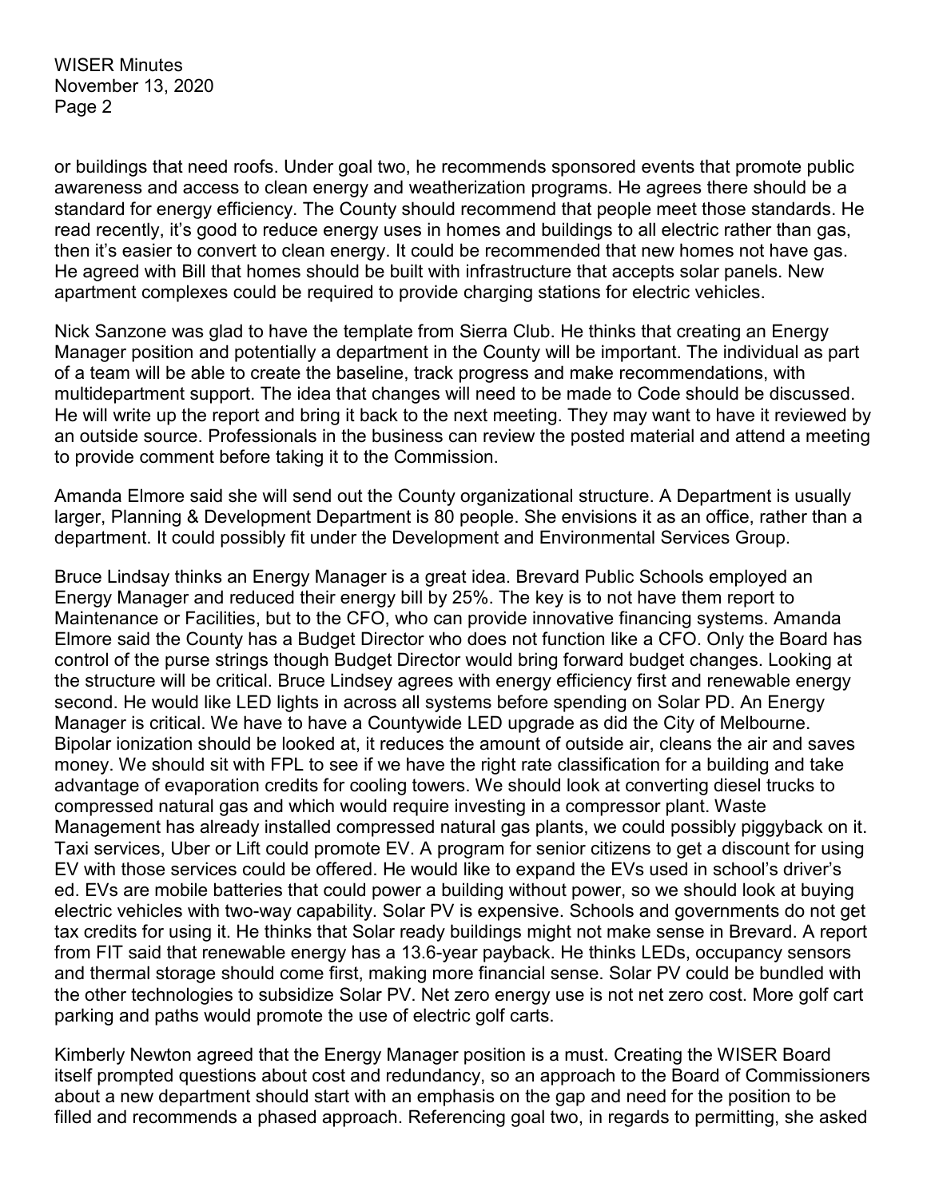or buildings that need roofs. Under goal two, he recommends sponsored events that promote public awareness and access to clean energy and weatherization programs. He agrees there should be a standard for energy efficiency. The County should recommend that people meet those standards. He read recently, it's good to reduce energy uses in homes and buildings to all electric rather than gas, then it's easier to convert to clean energy. It could be recommended that new homes not have gas. He agreed with Bill that homes should be built with infrastructure that accepts solar panels. New apartment complexes could be required to provide charging stations for electric vehicles.

Nick Sanzone was glad to have the template from Sierra Club. He thinks that creating an Energy Manager position and potentially a department in the County will be important. The individual as part of a team will be able to create the baseline, track progress and make recommendations, with multidepartment support. The idea that changes will need to be made to Code should be discussed. He will write up the report and bring it back to the next meeting. They may want to have it reviewed by an outside source. Professionals in the business can review the posted material and attend a meeting to provide comment before taking it to the Commission.

Amanda Elmore said she will send out the County organizational structure. A Department is usually larger, Planning & Development Department is 80 people. She envisions it as an office, rather than a department. It could possibly fit under the Development and Environmental Services Group.

Bruce Lindsay thinks an Energy Manager is a great idea. Brevard Public Schools employed an Energy Manager and reduced their energy bill by 25%. The key is to not have them report to Maintenance or Facilities, but to the CFO, who can provide innovative financing systems. Amanda Elmore said the County has a Budget Director who does not function like a CFO. Only the Board has control of the purse strings though Budget Director would bring forward budget changes. Looking at the structure will be critical. Bruce Lindsey agrees with energy efficiency first and renewable energy second. He would like LED lights in across all systems before spending on Solar PD. An Energy Manager is critical. We have to have a Countywide LED upgrade as did the City of Melbourne. Bipolar ionization should be looked at, it reduces the amount of outside air, cleans the air and saves money. We should sit with FPL to see if we have the right rate classification for a building and take advantage of evaporation credits for cooling towers. We should look at converting diesel trucks to compressed natural gas and which would require investing in a compressor plant. Waste Management has already installed compressed natural gas plants, we could possibly piggyback on it. Taxi services, Uber or Lift could promote EV. A program for senior citizens to get a discount for using EV with those services could be offered. He would like to expand the EVs used in school's driver's ed. EVs are mobile batteries that could power a building without power, so we should look at buying electric vehicles with two-way capability. Solar PV is expensive. Schools and governments do not get tax credits for using it. He thinks that Solar ready buildings might not make sense in Brevard. A report from FIT said that renewable energy has a 13.6-year payback. He thinks LEDs, occupancy sensors and thermal storage should come first, making more financial sense. Solar PV could be bundled with the other technologies to subsidize Solar PV. Net zero energy use is not net zero cost. More golf cart parking and paths would promote the use of electric golf carts.

Kimberly Newton agreed that the Energy Manager position is a must. Creating the WISER Board itself prompted questions about cost and redundancy, so an approach to the Board of Commissioners about a new department should start with an emphasis on the gap and need for the position to be filled and recommends a phased approach. Referencing goal two, in regards to permitting, she asked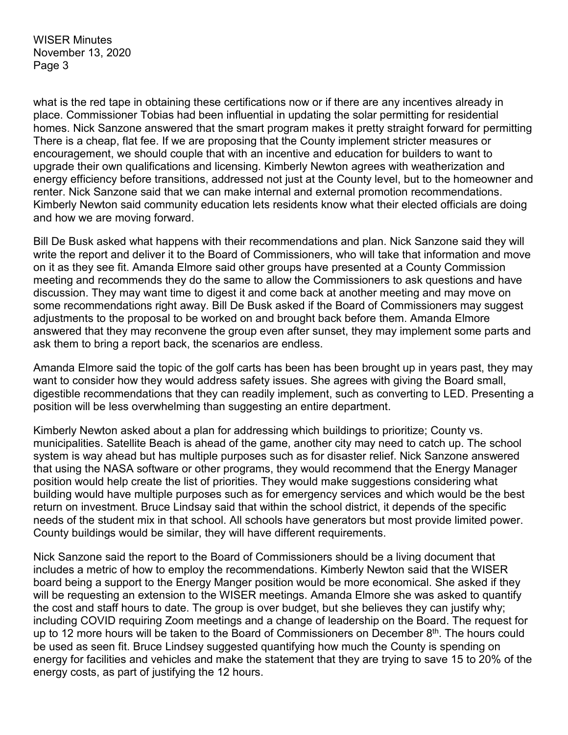what is the red tape in obtaining these certifications now or if there are any incentives already in place. Commissioner Tobias had been influential in updating the solar permitting for residential homes. Nick Sanzone answered that the smart program makes it pretty straight forward for permitting There is a cheap, flat fee. If we are proposing that the County implement stricter measures or encouragement, we should couple that with an incentive and education for builders to want to upgrade their own qualifications and licensing. Kimberly Newton agrees with weatherization and energy efficiency before transitions, addressed not just at the County level, but to the homeowner and renter. Nick Sanzone said that we can make internal and external promotion recommendations. Kimberly Newton said community education lets residents know what their elected officials are doing and how we are moving forward.

Bill De Busk asked what happens with their recommendations and plan. Nick Sanzone said they will write the report and deliver it to the Board of Commissioners, who will take that information and move on it as they see fit. Amanda Elmore said other groups have presented at a County Commission meeting and recommends they do the same to allow the Commissioners to ask questions and have discussion. They may want time to digest it and come back at another meeting and may move on some recommendations right away. Bill De Busk asked if the Board of Commissioners may suggest adjustments to the proposal to be worked on and brought back before them. Amanda Elmore answered that they may reconvene the group even after sunset, they may implement some parts and ask them to bring a report back, the scenarios are endless.

Amanda Elmore said the topic of the golf carts has been has been brought up in years past, they may want to consider how they would address safety issues. She agrees with giving the Board small, digestible recommendations that they can readily implement, such as converting to LED. Presenting a position will be less overwhelming than suggesting an entire department.

Kimberly Newton asked about a plan for addressing which buildings to prioritize; County vs. municipalities. Satellite Beach is ahead of the game, another city may need to catch up. The school system is way ahead but has multiple purposes such as for disaster relief. Nick Sanzone answered that using the NASA software or other programs, they would recommend that the Energy Manager position would help create the list of priorities. They would make suggestions considering what building would have multiple purposes such as for emergency services and which would be the best return on investment. Bruce Lindsay said that within the school district, it depends of the specific needs of the student mix in that school. All schools have generators but most provide limited power. County buildings would be similar, they will have different requirements.

Nick Sanzone said the report to the Board of Commissioners should be a living document that includes a metric of how to employ the recommendations. Kimberly Newton said that the WISER board being a support to the Energy Manger position would be more economical. She asked if they will be requesting an extension to the WISER meetings. Amanda Elmore she was asked to quantify the cost and staff hours to date. The group is over budget, but she believes they can justify why; including COVID requiring Zoom meetings and a change of leadership on the Board. The request for up to 12 more hours will be taken to the Board of Commissioners on December 8th. The hours could be used as seen fit. Bruce Lindsey suggested quantifying how much the County is spending on energy for facilities and vehicles and make the statement that they are trying to save 15 to 20% of the energy costs, as part of justifying the 12 hours.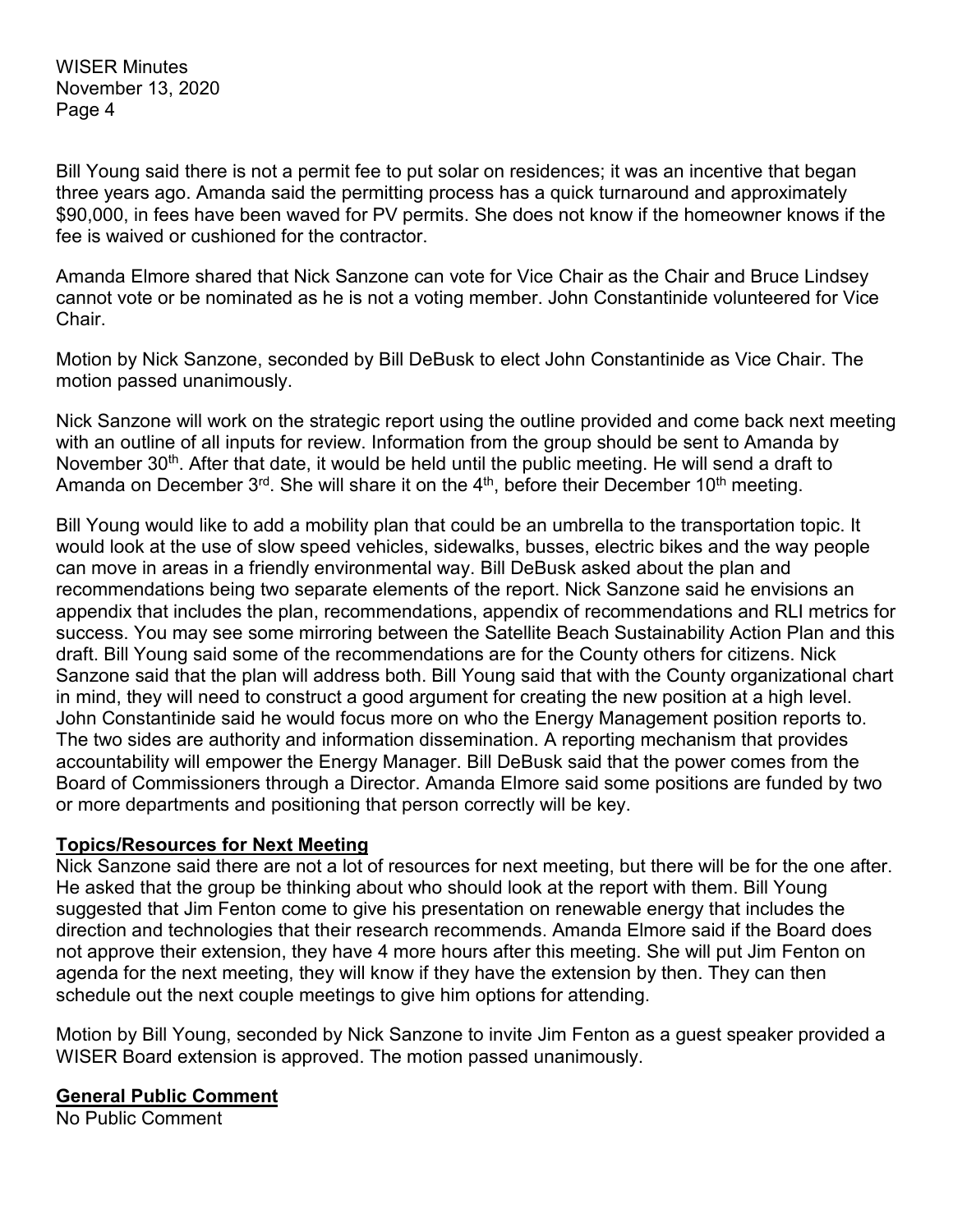Bill Young said there is not a permit fee to put solar on residences; it was an incentive that began three years ago. Amanda said the permitting process has a quick turnaround and approximately $90,000, in fees have been waved for PV permits. She does not know if the homeowner knows if the fee is waived or cushioned for the contractor.

Amanda Elmore shared that Nick Sanzone can vote for Vice Chair as the Chair and Bruce Lindsey cannot vote or be nominated as he is not a voting member. John Constantinide volunteered for Vice Chair.

Motion by Nick Sanzone, seconded by Bill DeBusk to elect John Constantinide as Vice Chair. The motion passed unanimously.

Nick Sanzone will work on the strategic report using the outline provided and come back next meeting with an outline of all inputs for review. Information from the group should be sent to Amanda by November 30th. After that date, it would be held until the public meeting. He will send a draft to Amanda on December 3rd. She will share it on the 4th, before their December 10th meeting.

Bill Young would like to add a mobility plan that could be an umbrella to the transportation topic. It would look at the use of slow speed vehicles, sidewalks, busses, electric bikes and the way people can move in areas in a friendly environmental way. Bill DeBusk asked about the plan and recommendations being two separate elements of the report. Nick Sanzone said he envisions an appendix that includes the plan, recommendations, appendix of recommendations and RLI metrics for success. You may see some mirroring between the Satellite Beach Sustainability Action Plan and this draft. Bill Young said some of the recommendations are for the County others for citizens. Nick Sanzone said that the plan will address both. Bill Young said that with the County organizational chart in mind, they will need to construct a good argument for creating the new position at a high level. John Constantinide said he would focus more on who the Energy Management position reports to. The two sides are authority and information dissemination. A reporting mechanism that provides accountability will empower the Energy Manager. Bill DeBusk said that the power comes from the Board of Commissioners through a Director. Amanda Elmore said some positions are funded by two or more departments and positioning that person correctly will be key.

**Topics/Resources for Next Meeting**

Nick Sanzone said there are not a lot of resources for next meeting, but there will be for the one after. He asked that the group be thinking about who should look at the report with them. Bill Young suggested that Jim Fenton come to give his presentation on renewable energy that includes the direction and technologies that their research recommends. Amanda Elmore said if the Board does not approve their extension, they have 4 more hours after this meeting. She will put Jim Fenton on agenda for the next meeting, they will know if they have the extension by then. They can then schedule out the next couple meetings to give him options for attending.

Motion by Bill Young, seconded by Nick Sanzone to invite Jim Fenton as a guest speaker provided a WISER Board extension is approved. The motion passed unanimously.

**General Public Comment**

No Public Comment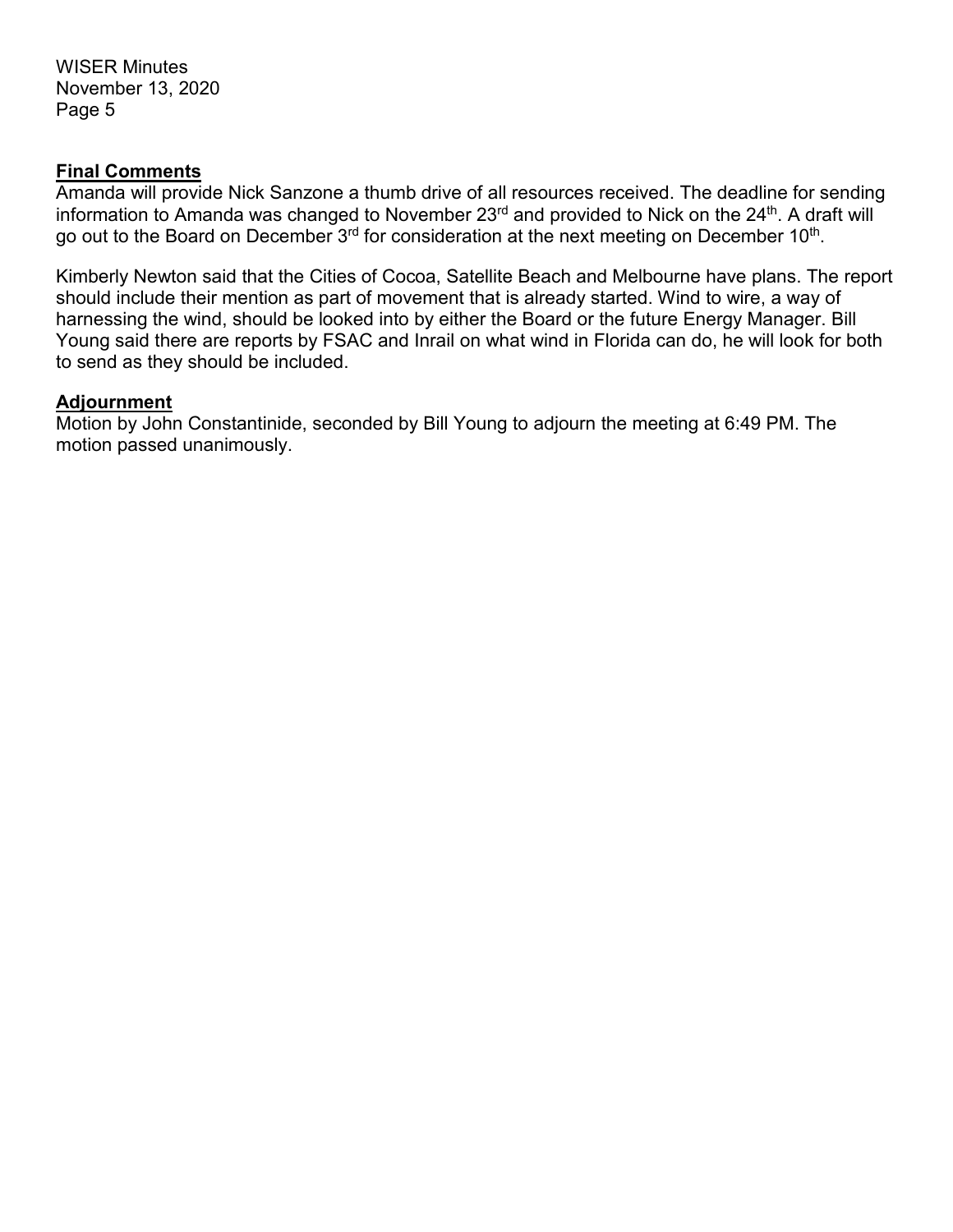## Final Comments

Amanda will provide Nick Sanzone a thumb drive of all resources received. The deadline for sending information to Amanda was changed to November 23rd and provided to Nick on the 24th. A draft will go out to the Board on December 3rd for consideration at the next meeting on December 10th.

Kimberly Newton said that the Cities of Cocoa, Satellite Beach and Melbourne have plans. The report should include their mention as part of movement that is already started. Wind to wire, a way of harnessing the wind, should be looked into by either the Board or the future Energy Manager. Bill Young said there are reports by FSAC and Inrail on what wind in Florida can do, he will look for both to send as they should be included.

## Adjournment

Motion by John Constantinide, seconded by Bill Young to adjourn the meeting at 6:49 PM. The motion passed unanimously.